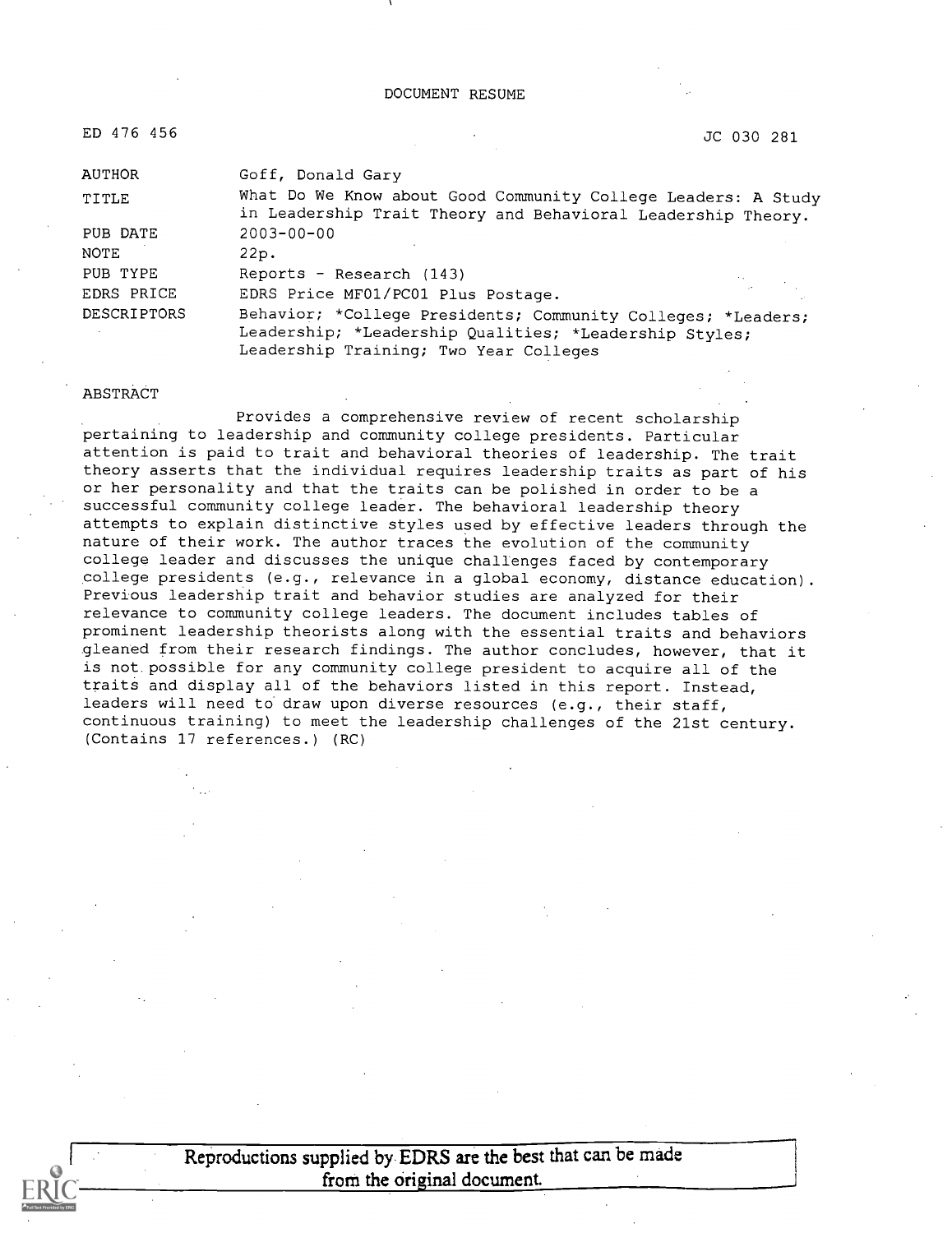DOCUMENT RESUME

ED 476 456 JC 030 281

| | |
|---|---|
| AUTHOR | Goff, Donald Gary |
| TITLE | What Do We Know about Good Community College Leaders: A Study in Leadership Trait Theory and Behavioral Leadership Theory. |
| PUB DATE | 2003-00-00 |
| NOTE | 22p. |
| PUB TYPE | Reports - Research (143) |
| EDRS PRICE | EDRS Price MF01/PC01 Plus Postage. |
| DESCRIPTORS | Behavior; *College Presidents; Community Colleges; *Leaders; Leadership; *Leadership Qualities; *Leadership Styles; Leadership Training; Two Year Colleges |

ABSTRACT

Provides a comprehensive review of recent scholarship pertaining to leadership and community college presidents. Particular attention is paid to trait and behavioral theories of leadership. The trait theory asserts that the individual requires leadership traits as part of his or her personality and that the traits can be polished in order to be a successful community college leader. The behavioral leadership theory attempts to explain distinctive styles used by effective leaders through the nature of their work. The author traces the evolution of the community college leader and discusses the unique challenges faced by contemporary college presidents (e.g., relevance in a global economy, distance education). Previous leadership trait and behavior studies are analyzed for their relevance to community college leaders. The document includes tables of prominent leadership theorists along with the essential traits and behaviors gleaned from their research findings. The author concludes, however, that it is not possible for any community college president to acquire all of the traits and display all of the behaviors listed in this report. Instead, leaders will need to draw upon diverse resources (e.g., their staff, continuous training) to meet the leadership challenges of the 21st century. (Contains 17 references.) (RC)

Reproductions supplied by EDRS are the best that can be made from the original document.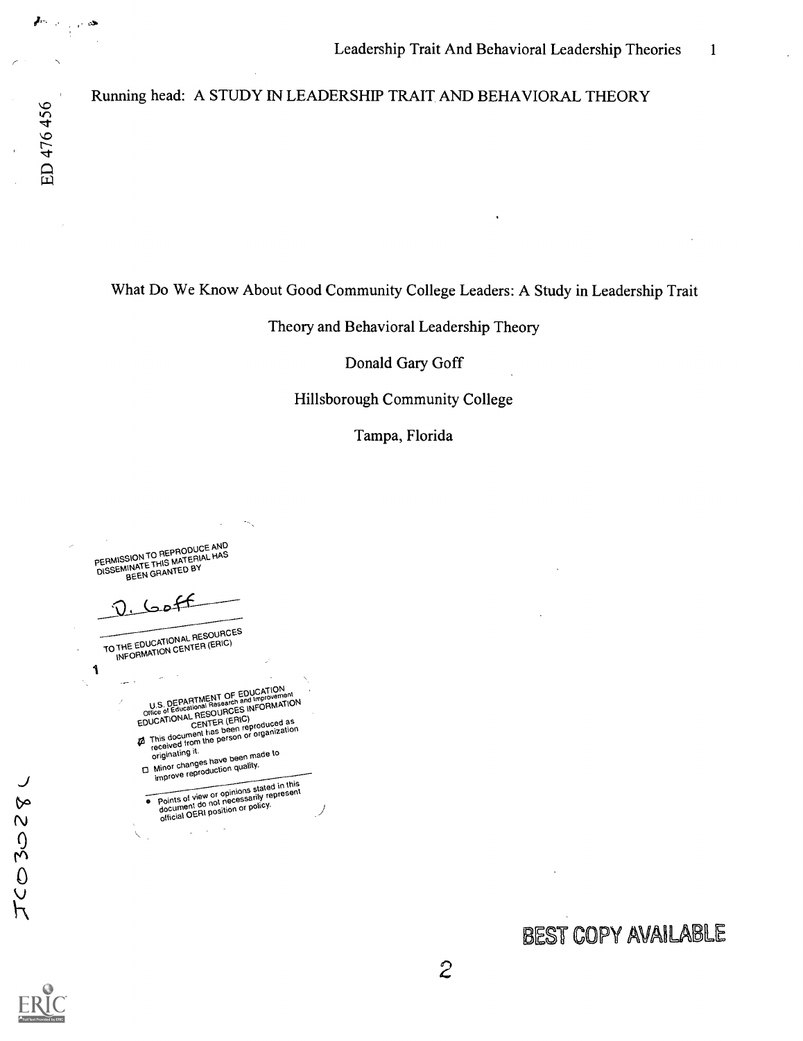Running head: A STUDY IN LEADERSHIP TRAIT AND BEHAVIORAL THEORY

# What Do We Know About Good Community College Leaders: A Study in Leadership Trait Theory and Behavioral Leadership Theory

Donald Gary Goff

Hillsborough Community College

Tampa, Florida

PERMISSION TO REPRODUCE AND DISSEMINATE THIS MATERIAL HAS BEEN GRANTED BY

D. Goff

TO THE EDUCATIONAL RESOURCES INFORMATION CENTER (ERIC)

U.S. DEPARTMENT OF EDUCATION
Office of Educational Research and Improvement
EDUCATIONAL RESOURCES INFORMATION CENTER (ERIC)

- This document has been reproduced as received from the person or organization originating it.
- Minor changes have been made to improve reproduction quality.

- Points of view or opinions stated in this document do not necessarily represent official OERI position or policy.

BEST COPY AVAILABLE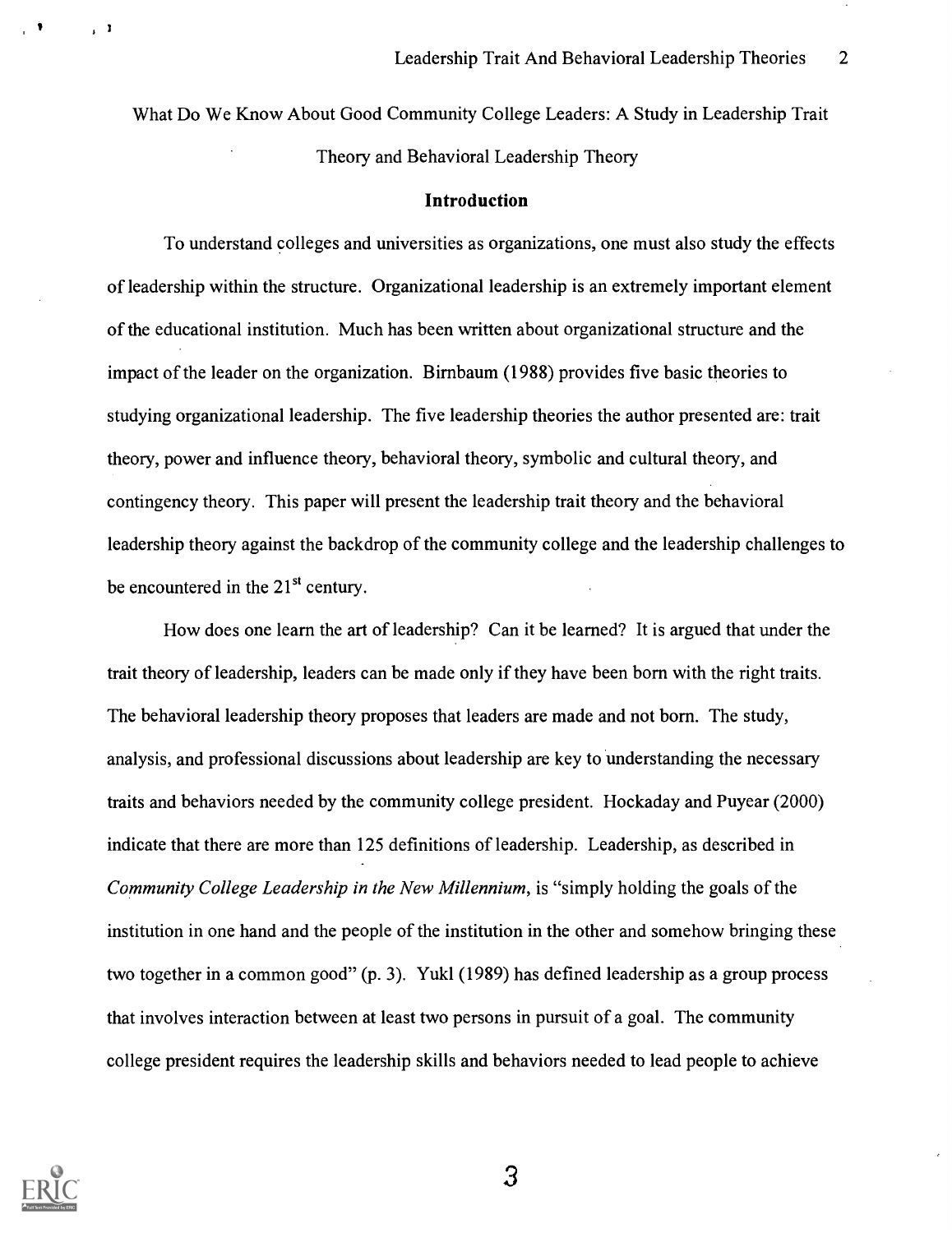What Do We Know About Good Community College Leaders: A Study in Leadership Trait Theory and Behavioral Leadership Theory

## Introduction

To understand colleges and universities as organizations, one must also study the effects of leadership within the structure. Organizational leadership is an extremely important element of the educational institution. Much has been written about organizational structure and the impact of the leader on the organization. Birnbaum (1988) provides five basic theories to studying organizational leadership. The five leadership theories the author presented are: trait theory, power and influence theory, behavioral theory, symbolic and cultural theory, and contingency theory. This paper will present the leadership trait theory and the behavioral leadership theory against the backdrop of the community college and the leadership challenges to be encountered in the 21st century.

How does one learn the art of leadership? Can it be learned? It is argued that under the trait theory of leadership, leaders can be made only if they have been born with the right traits. The behavioral leadership theory proposes that leaders are made and not born. The study, analysis, and professional discussions about leadership are key to understanding the necessary traits and behaviors needed by the community college president. Hockaday and Puyear (2000) indicate that there are more than 125 definitions of leadership. Leadership, as described in *Community College Leadership in the New Millennium*, is "simply holding the goals of the institution in one hand and the people of the institution in the other and somehow bringing these two together in a common good" (p. 3). Yukl (1989) has defined leadership as a group process that involves interaction between at least two persons in pursuit of a goal. The community college president requires the leadership skills and behaviors needed to lead people to achieve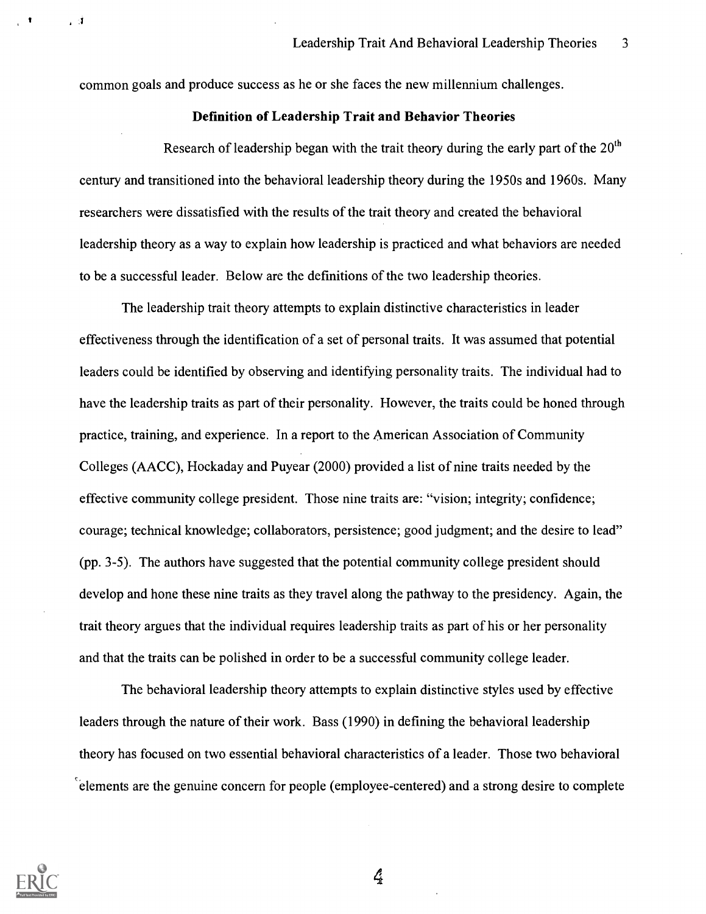common goals and produce success as he or she faces the new millennium challenges.

### Definition of Leadership Trait and Behavior Theories

Research of leadership began with the trait theory during the early part of the 20th century and transitioned into the behavioral leadership theory during the 1950s and 1960s. Many researchers were dissatisfied with the results of the trait theory and created the behavioral leadership theory as a way to explain how leadership is practiced and what behaviors are needed to be a successful leader. Below are the definitions of the two leadership theories.

The leadership trait theory attempts to explain distinctive characteristics in leader effectiveness through the identification of a set of personal traits. It was assumed that potential leaders could be identified by observing and identifying personality traits. The individual had to have the leadership traits as part of their personality. However, the traits could be honed through practice, training, and experience. In a report to the American Association of Community Colleges (AACC), Hockaday and Puyear (2000) provided a list of nine traits needed by the effective community college president. Those nine traits are: "vision; integrity; confidence; courage; technical knowledge; collaborators, persistence; good judgment; and the desire to lead" (pp. 3-5). The authors have suggested that the potential community college president should develop and hone these nine traits as they travel along the pathway to the presidency. Again, the trait theory argues that the individual requires leadership traits as part of his or her personality and that the traits can be polished in order to be a successful community college leader.

The behavioral leadership theory attempts to explain distinctive styles used by effective leaders through the nature of their work. Bass (1990) in defining the behavioral leadership theory has focused on two essential behavioral characteristics of a leader. Those two behavioral elements are the genuine concern for people (employee-centered) and a strong desire to complete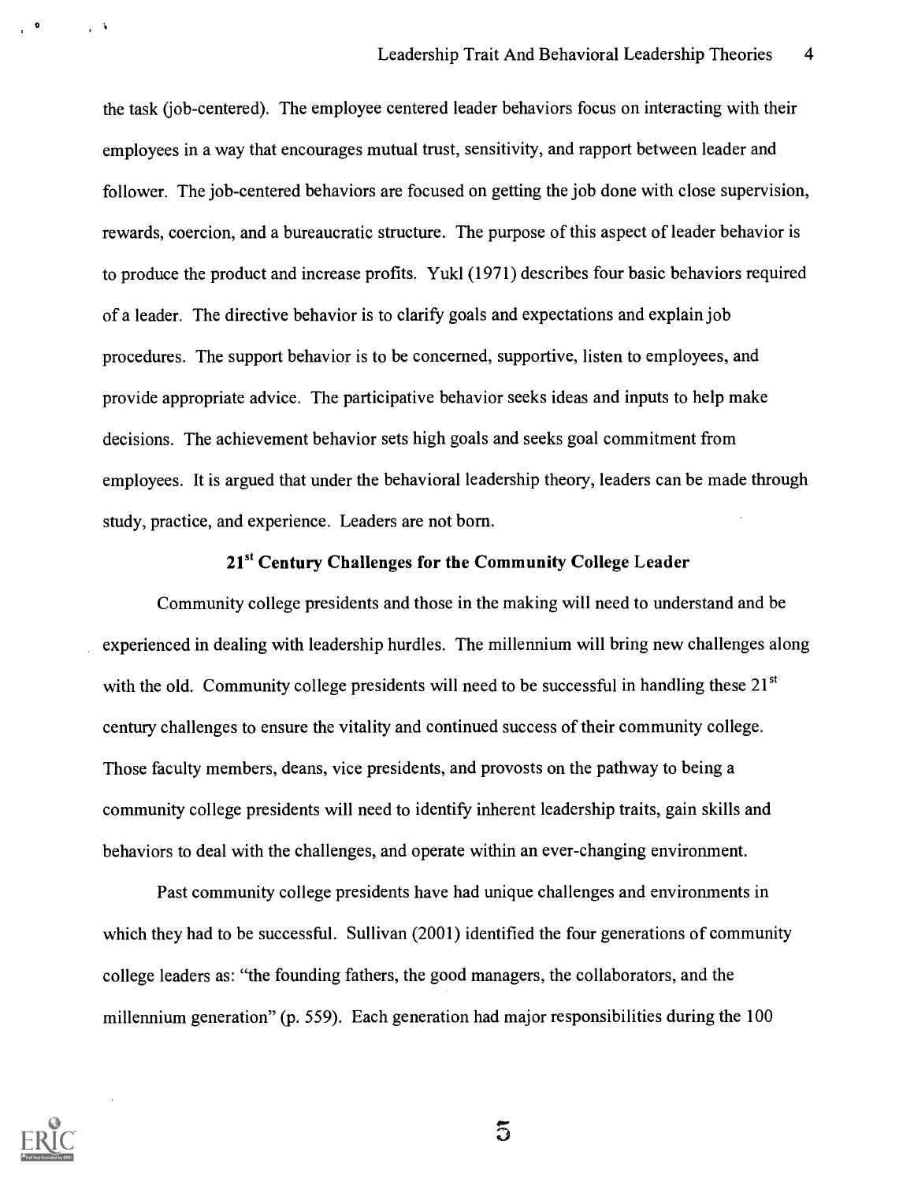the task (job-centered). The employee centered leader behaviors focus on interacting with their employees in a way that encourages mutual trust, sensitivity, and rapport between leader and follower. The job-centered behaviors are focused on getting the job done with close supervision, rewards, coercion, and a bureaucratic structure. The purpose of this aspect of leader behavior is to produce the product and increase profits. Yukl (1971) describes four basic behaviors required of a leader. The directive behavior is to clarify goals and expectations and explain job procedures. The support behavior is to be concerned, supportive, listen to employees, and provide appropriate advice. The participative behavior seeks ideas and inputs to help make decisions. The achievement behavior sets high goals and seeks goal commitment from employees. It is argued that under the behavioral leadership theory, leaders can be made through study, practice, and experience. Leaders are not born.

## 21st Century Challenges for the Community College Leader

Community college presidents and those in the making will need to understand and be experienced in dealing with leadership hurdles. The millennium will bring new challenges along with the old. Community college presidents will need to be successful in handling these 21st century challenges to ensure the vitality and continued success of their community college. Those faculty members, deans, vice presidents, and provosts on the pathway to being a community college presidents will need to identify inherent leadership traits, gain skills and behaviors to deal with the challenges, and operate within an ever-changing environment.

Past community college presidents have had unique challenges and environments in which they had to be successful. Sullivan (2001) identified the four generations of community college leaders as: "the founding fathers, the good managers, the collaborators, and the millennium generation" (p. 559). Each generation had major responsibilities during the 100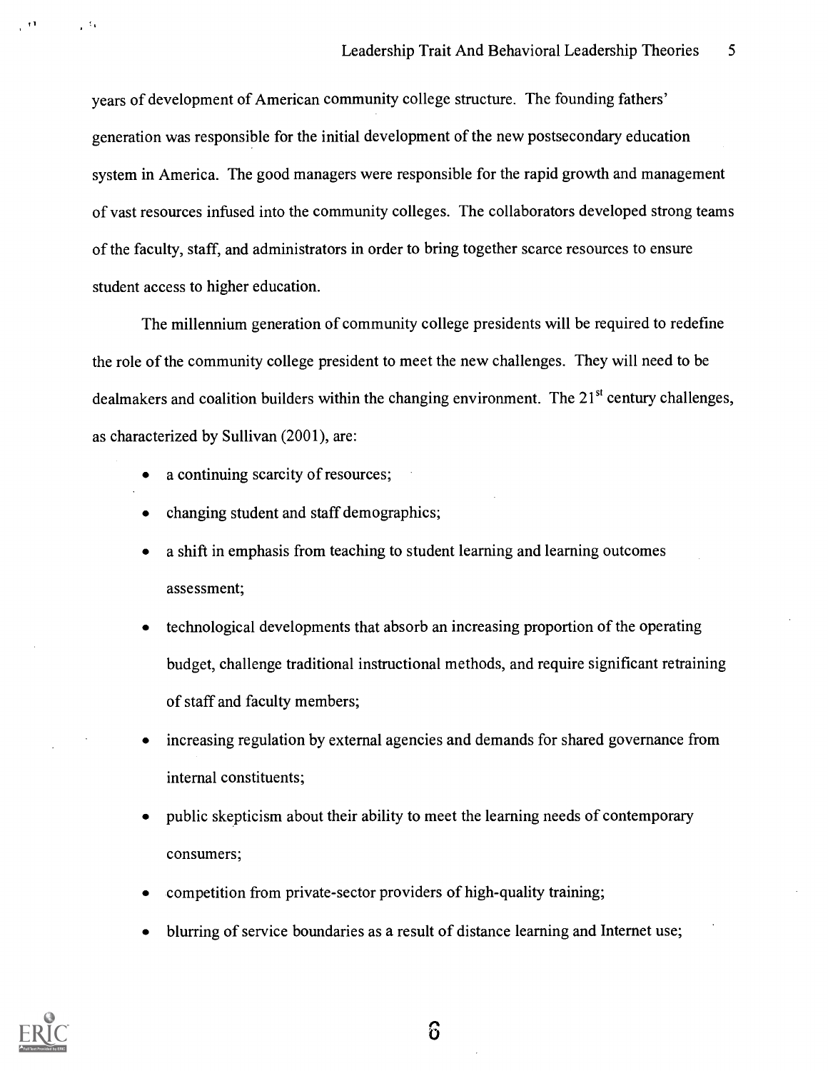years of development of American community college structure. The founding fathers' generation was responsible for the initial development of the new postsecondary education system in America. The good managers were responsible for the rapid growth and management of vast resources infused into the community colleges. The collaborators developed strong teams of the faculty, staff, and administrators in order to bring together scarce resources to ensure student access to higher education.

The millennium generation of community college presidents will be required to redefine the role of the community college president to meet the new challenges. They will need to be dealmakers and coalition builders within the changing environment. The 21st century challenges, as characterized by Sullivan (2001), are:

- a continuing scarcity of resources;
- changing student and staff demographics;
- a shift in emphasis from teaching to student learning and learning outcomes assessment;
- technological developments that absorb an increasing proportion of the operating budget, challenge traditional instructional methods, and require significant retraining of staff and faculty members;
- increasing regulation by external agencies and demands for shared governance from internal constituents;
- public skepticism about their ability to meet the learning needs of contemporary consumers;
- competition from private-sector providers of high-quality training;
- blurring of service boundaries as a result of distance learning and Internet use;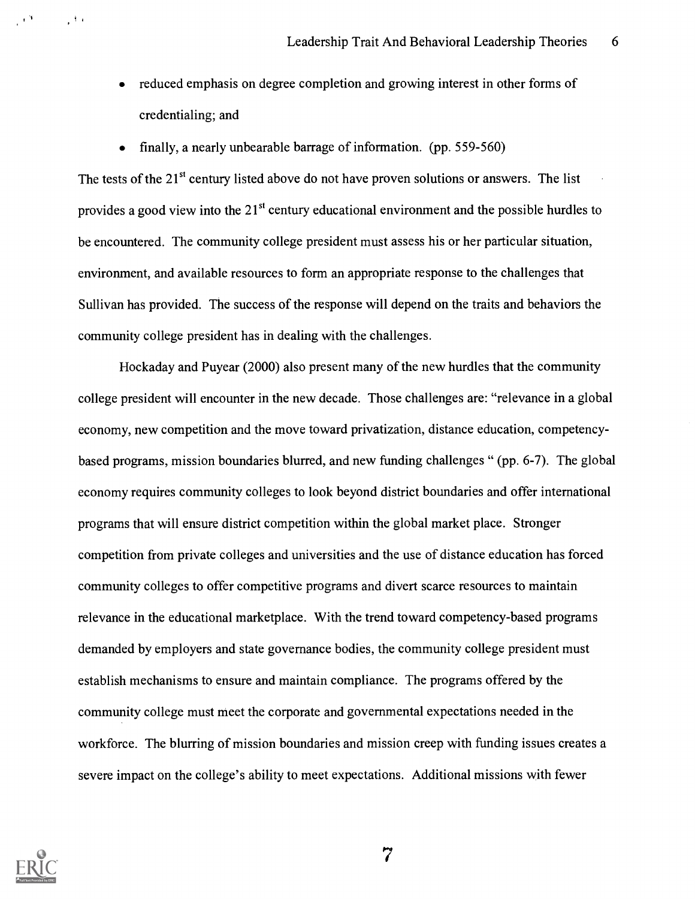- reduced emphasis on degree completion and growing interest in other forms of credentialing; and
- finally, a nearly unbearable barrage of information. (pp. 559-560)

The tests of the 21st century listed above do not have proven solutions or answers. The list provides a good view into the 21st century educational environment and the possible hurdles to be encountered. The community college president must assess his or her particular situation, environment, and available resources to form an appropriate response to the challenges that Sullivan has provided. The success of the response will depend on the traits and behaviors the community college president has in dealing with the challenges.

Hockaday and Puyear (2000) also present many of the new hurdles that the community college president will encounter in the new decade. Those challenges are: "relevance in a global economy, new competition and the move toward privatization, distance education, competency-based programs, mission boundaries blurred, and new funding challenges " (pp. 6-7). The global economy requires community colleges to look beyond district boundaries and offer international programs that will ensure district competition within the global market place. Stronger competition from private colleges and universities and the use of distance education has forced community colleges to offer competitive programs and divert scarce resources to maintain relevance in the educational marketplace. With the trend toward competency-based programs demanded by employers and state governance bodies, the community college president must establish mechanisms to ensure and maintain compliance. The programs offered by the community college must meet the corporate and governmental expectations needed in the workforce. The blurring of mission boundaries and mission creep with funding issues creates a severe impact on the college's ability to meet expectations. Additional missions with fewer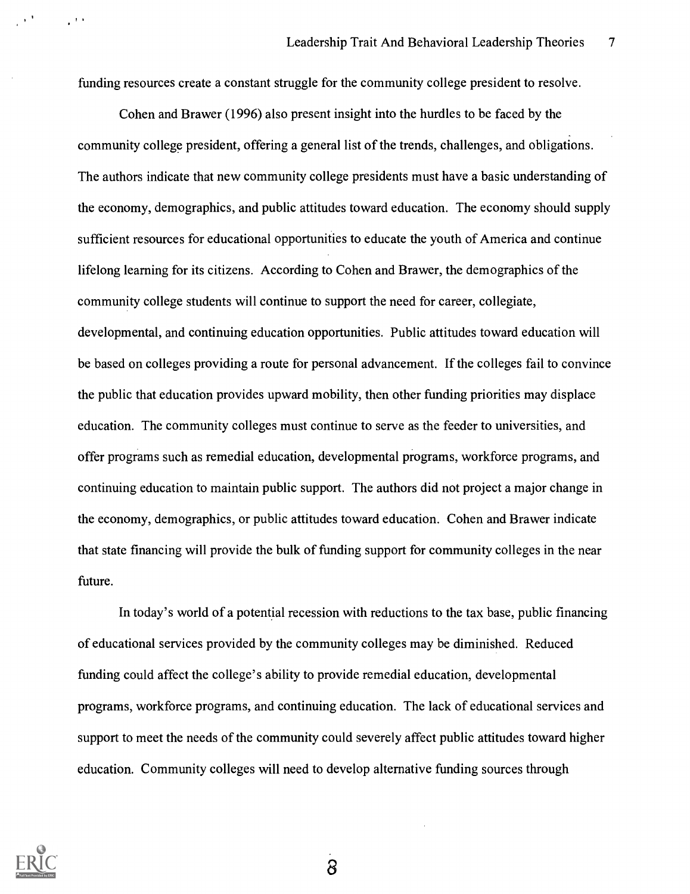funding resources create a constant struggle for the community college president to resolve.

Cohen and Brawer (1996) also present insight into the hurdles to be faced by the community college president, offering a general list of the trends, challenges, and obligations. The authors indicate that new community college presidents must have a basic understanding of the economy, demographics, and public attitudes toward education. The economy should supply sufficient resources for educational opportunities to educate the youth of America and continue lifelong learning for its citizens. According to Cohen and Brawer, the demographics of the community college students will continue to support the need for career, collegiate, developmental, and continuing education opportunities. Public attitudes toward education will be based on colleges providing a route for personal advancement. If the colleges fail to convince the public that education provides upward mobility, then other funding priorities may displace education. The community colleges must continue to serve as the feeder to universities, and offer programs such as remedial education, developmental programs, workforce programs, and continuing education to maintain public support. The authors did not project a major change in the economy, demographics, or public attitudes toward education. Cohen and Brawer indicate that state financing will provide the bulk of funding support for community colleges in the near future.

In today's world of a potential recession with reductions to the tax base, public financing of educational services provided by the community colleges may be diminished. Reduced funding could affect the college's ability to provide remedial education, developmental programs, workforce programs, and continuing education. The lack of educational services and support to meet the needs of the community could severely affect public attitudes toward higher education. Community colleges will need to develop alternative funding sources through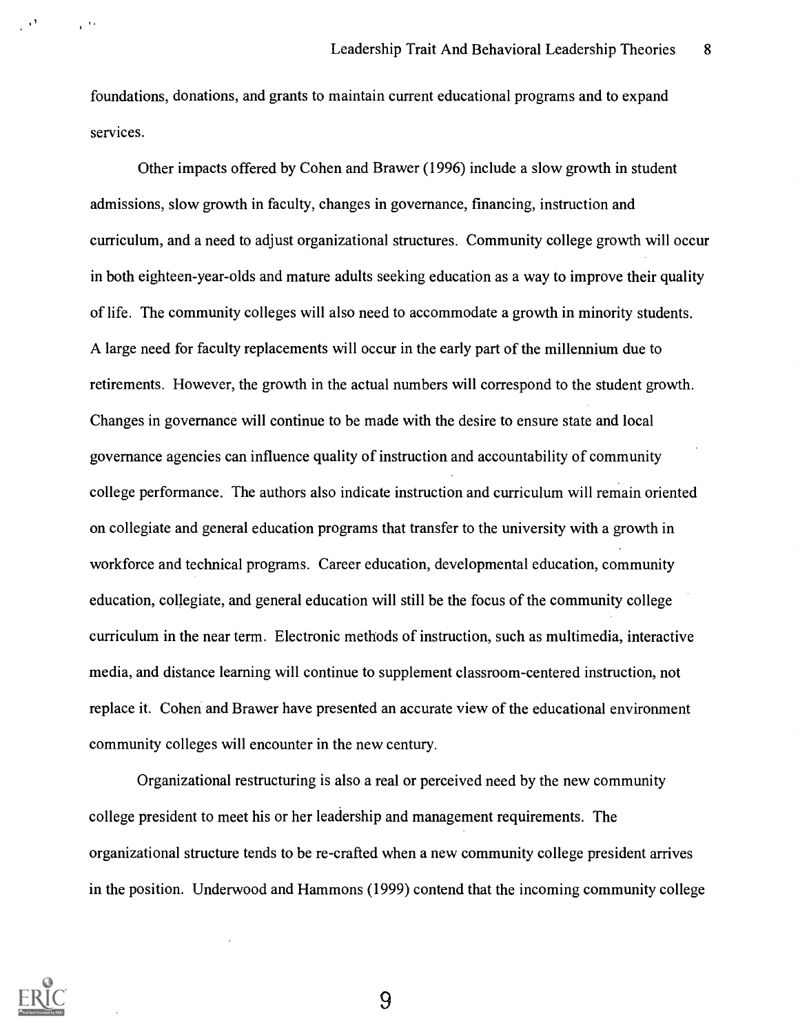foundations, donations, and grants to maintain current educational programs and to expand services.

Other impacts offered by Cohen and Brawer (1996) include a slow growth in student admissions, slow growth in faculty, changes in governance, financing, instruction and curriculum, and a need to adjust organizational structures. Community college growth will occur in both eighteen-year-olds and mature adults seeking education as a way to improve their quality of life. The community colleges will also need to accommodate a growth in minority students. A large need for faculty replacements will occur in the early part of the millennium due to retirements. However, the growth in the actual numbers will correspond to the student growth. Changes in governance will continue to be made with the desire to ensure state and local governance agencies can influence quality of instruction and accountability of community college performance. The authors also indicate instruction and curriculum will remain oriented on collegiate and general education programs that transfer to the university with a growth in workforce and technical programs. Career education, developmental education, community education, collegiate, and general education will still be the focus of the community college curriculum in the near term. Electronic methods of instruction, such as multimedia, interactive media, and distance learning will continue to supplement classroom-centered instruction, not replace it. Cohen and Brawer have presented an accurate view of the educational environment community colleges will encounter in the new century.

Organizational restructuring is also a real or perceived need by the new community college president to meet his or her leadership and management requirements. The organizational structure tends to be re-crafted when a new community college president arrives in the position. Underwood and Hammons (1999) contend that the incoming community college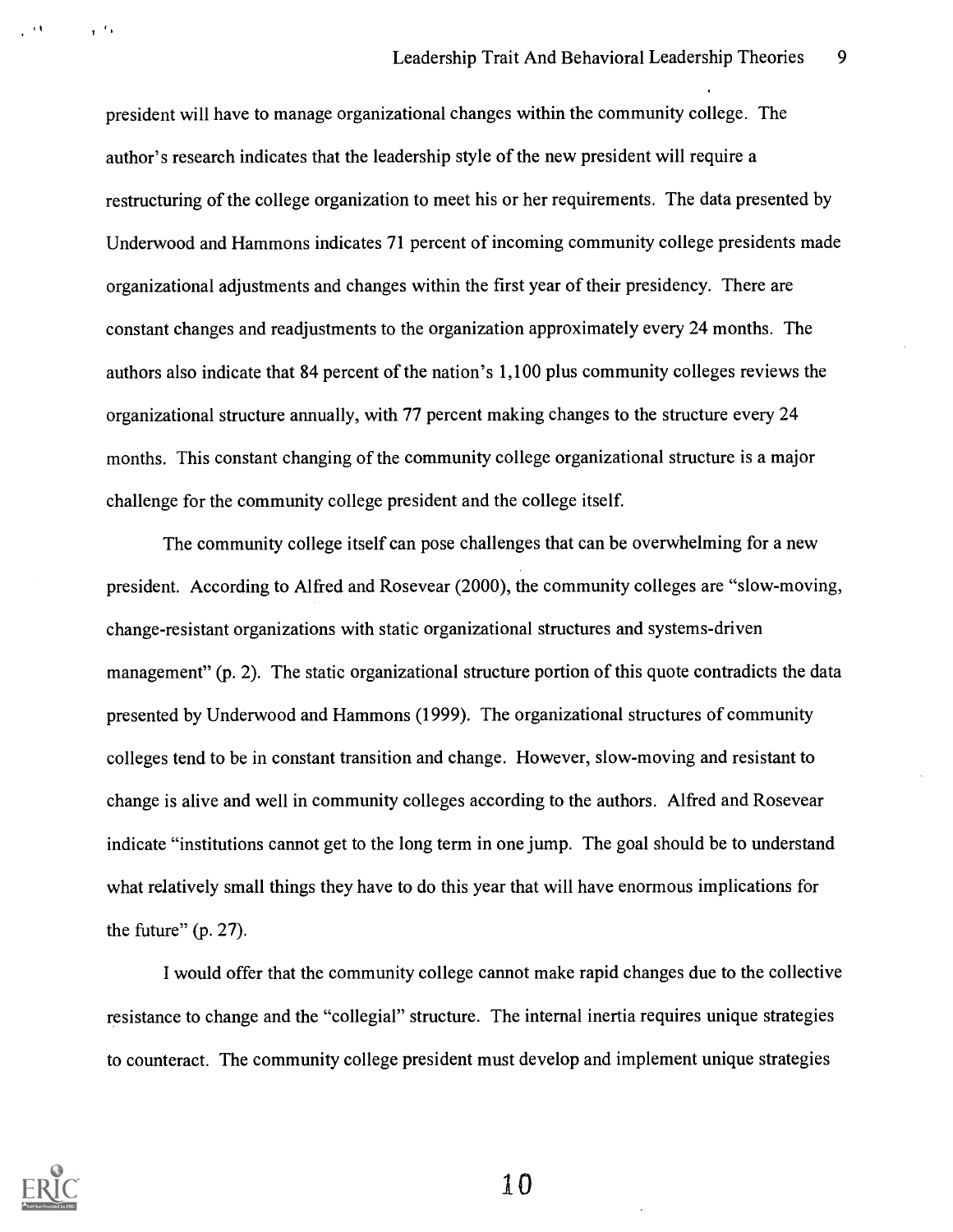president will have to manage organizational changes within the community college. The author's research indicates that the leadership style of the new president will require a restructuring of the college organization to meet his or her requirements. The data presented by Underwood and Hammons indicates 71 percent of incoming community college presidents made organizational adjustments and changes within the first year of their presidency. There are constant changes and readjustments to the organization approximately every 24 months. The authors also indicate that 84 percent of the nation's 1,100 plus community colleges reviews the organizational structure annually, with 77 percent making changes to the structure every 24 months. This constant changing of the community college organizational structure is a major challenge for the community college president and the college itself.

The community college itself can pose challenges that can be overwhelming for a new president. According to Alfred and Rosevear (2000), the community colleges are "slow-moving, change-resistant organizations with static organizational structures and systems-driven management" (p. 2). The static organizational structure portion of this quote contradicts the data presented by Underwood and Hammons (1999). The organizational structures of community colleges tend to be in constant transition and change. However, slow-moving and resistant to change is alive and well in community colleges according to the authors. Alfred and Rosevear indicate "institutions cannot get to the long term in one jump. The goal should be to understand what relatively small things they have to do this year that will have enormous implications for the future" (p. 27).

I would offer that the community college cannot make rapid changes due to the collective resistance to change and the "collegial" structure. The internal inertia requires unique strategies to counteract. The community college president must develop and implement unique strategies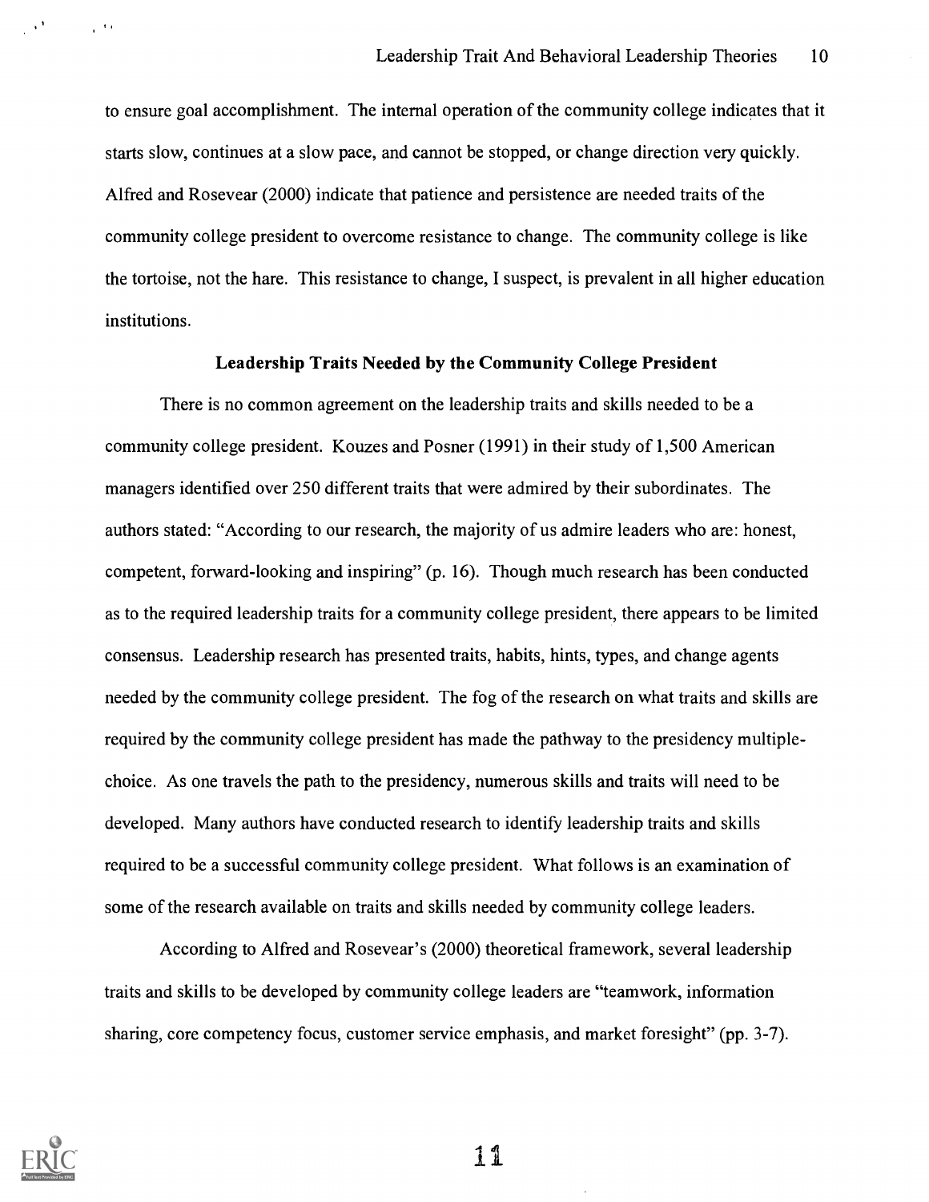to ensure goal accomplishment. The internal operation of the community college indicates that it starts slow, continues at a slow pace, and cannot be stopped, or change direction very quickly. Alfred and Rosevear (2000) indicate that patience and persistence are needed traits of the community college president to overcome resistance to change. The community college is like the tortoise, not the hare. This resistance to change, I suspect, is prevalent in all higher education institutions.

## Leadership Traits Needed by the Community College President

There is no common agreement on the leadership traits and skills needed to be a community college president. Kouzes and Posner (1991) in their study of 1,500 American managers identified over 250 different traits that were admired by their subordinates. The authors stated: "According to our research, the majority of us admire leaders who are: honest, competent, forward-looking and inspiring" (p. 16). Though much research has been conducted as to the required leadership traits for a community college president, there appears to be limited consensus. Leadership research has presented traits, habits, hints, types, and change agents needed by the community college president. The fog of the research on what traits and skills are required by the community college president has made the pathway to the presidency multiple-choice. As one travels the path to the presidency, numerous skills and traits will need to be developed. Many authors have conducted research to identify leadership traits and skills required to be a successful community college president. What follows is an examination of some of the research available on traits and skills needed by community college leaders.

According to Alfred and Rosevear's (2000) theoretical framework, several leadership traits and skills to be developed by community college leaders are "teamwork, information sharing, core competency focus, customer service emphasis, and market foresight" (pp. 3-7).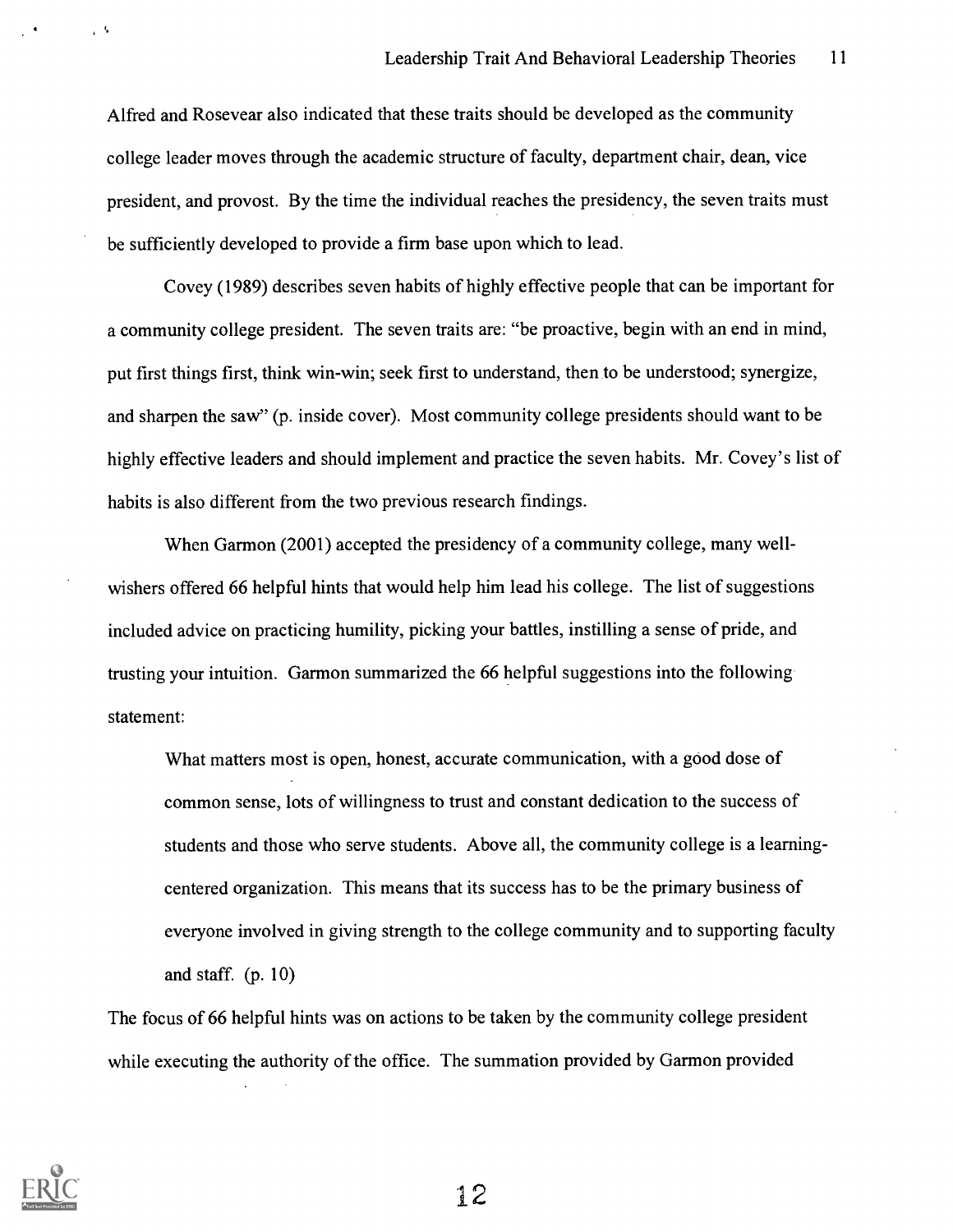Alfred and Rosevear also indicated that these traits should be developed as the community college leader moves through the academic structure of faculty, department chair, dean, vice president, and provost. By the time the individual reaches the presidency, the seven traits must be sufficiently developed to provide a firm base upon which to lead.

Covey (1989) describes seven habits of highly effective people that can be important for a community college president. The seven traits are: "be proactive, begin with an end in mind, put first things first, think win-win; seek first to understand, then to be understood; synergize, and sharpen the saw" (p. inside cover). Most community college presidents should want to be highly effective leaders and should implement and practice the seven habits. Mr. Covey's list of habits is also different from the two previous research findings.

When Garmon (2001) accepted the presidency of a community college, many well-wishers offered 66 helpful hints that would help him lead his college. The list of suggestions included advice on practicing humility, picking your battles, instilling a sense of pride, and trusting your intuition. Garmon summarized the 66 helpful suggestions into the following statement:

> What matters most is open, honest, accurate communication, with a good dose of common sense, lots of willingness to trust and constant dedication to the success of students and those who serve students. Above all, the community college is a learning-centered organization. This means that its success has to be the primary business of everyone involved in giving strength to the college community and to supporting faculty and staff. (p. 10)

The focus of 66 helpful hints was on actions to be taken by the community college president while executing the authority of the office. The summation provided by Garmon provided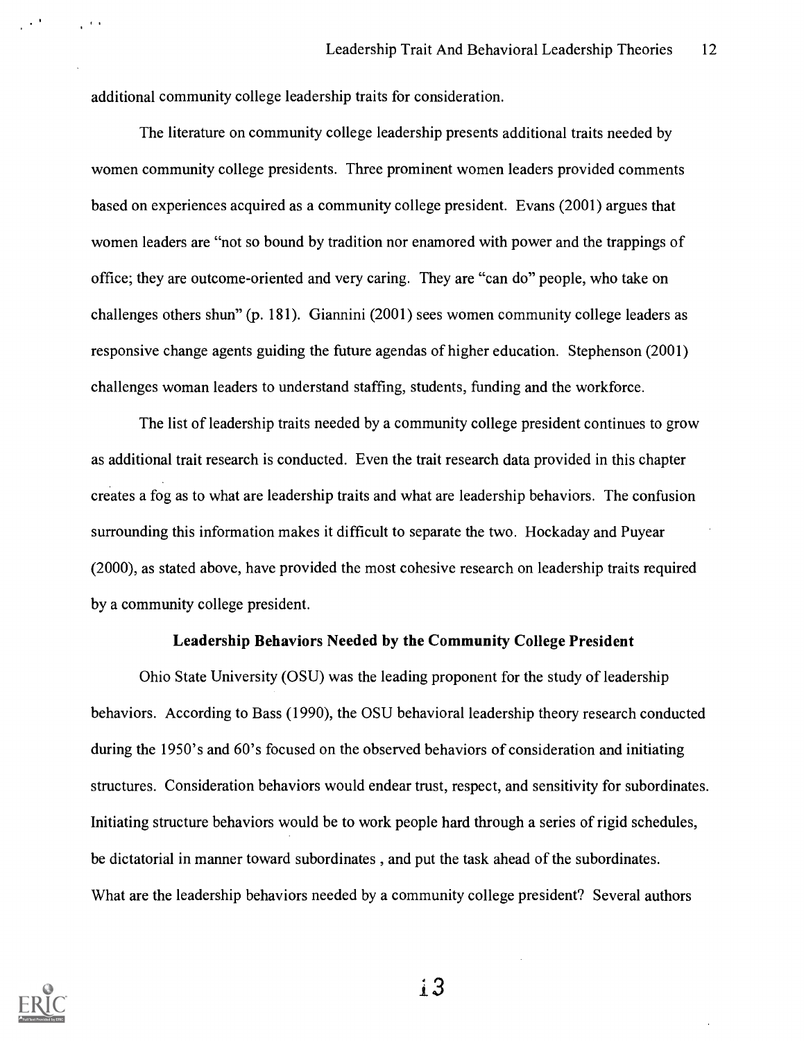additional community college leadership traits for consideration.

The literature on community college leadership presents additional traits needed by women community college presidents. Three prominent women leaders provided comments based on experiences acquired as a community college president. Evans (2001) argues that women leaders are "not so bound by tradition nor enamored with power and the trappings of office; they are outcome-oriented and very caring. They are "can do" people, who take on challenges others shun" (p. 181). Giannini (2001) sees women community college leaders as responsive change agents guiding the future agendas of higher education. Stephenson (2001) challenges woman leaders to understand staffing, students, funding and the workforce.

The list of leadership traits needed by a community college president continues to grow as additional trait research is conducted. Even the trait research data provided in this chapter creates a fog as to what are leadership traits and what are leadership behaviors. The confusion surrounding this information makes it difficult to separate the two. Hockaday and Puyear (2000), as stated above, have provided the most cohesive research on leadership traits required by a community college president.

## Leadership Behaviors Needed by the Community College President

Ohio State University (OSU) was the leading proponent for the study of leadership behaviors. According to Bass (1990), the OSU behavioral leadership theory research conducted during the 1950's and 60's focused on the observed behaviors of consideration and initiating structures. Consideration behaviors would endear trust, respect, and sensitivity for subordinates. Initiating structure behaviors would be to work people hard through a series of rigid schedules, be dictatorial in manner toward subordinates , and put the task ahead of the subordinates. What are the leadership behaviors needed by a community college president? Several authors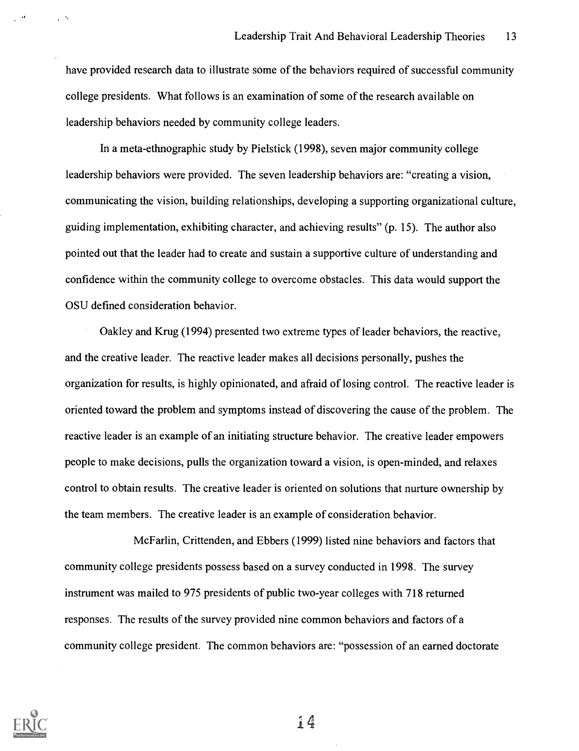have provided research data to illustrate some of the behaviors required of successful community college presidents. What follows is an examination of some of the research available on leadership behaviors needed by community college leaders.

In a meta-ethnographic study by Pielstick (1998), seven major community college leadership behaviors were provided. The seven leadership behaviors are: "creating a vision, communicating the vision, building relationships, developing a supporting organizational culture, guiding implementation, exhibiting character, and achieving results" (p. 15). The author also pointed out that the leader had to create and sustain a supportive culture of understanding and confidence within the community college to overcome obstacles. This data would support the OSU defined consideration behavior.

Oakley and Krug (1994) presented two extreme types of leader behaviors, the reactive, and the creative leader. The reactive leader makes all decisions personally, pushes the organization for results, is highly opinionated, and afraid of losing control. The reactive leader is oriented toward the problem and symptoms instead of discovering the cause of the problem. The reactive leader is an example of an initiating structure behavior. The creative leader empowers people to make decisions, pulls the organization toward a vision, is open-minded, and relaxes control to obtain results. The creative leader is oriented on solutions that nurture ownership by the team members. The creative leader is an example of consideration behavior.

McFarlin, Crittenden, and Ebbers (1999) listed nine behaviors and factors that community college presidents possess based on a survey conducted in 1998. The survey instrument was mailed to 975 presidents of public two-year colleges with 718 returned responses. The results of the survey provided nine common behaviors and factors of a community college president. The common behaviors are: "possession of an earned doctorate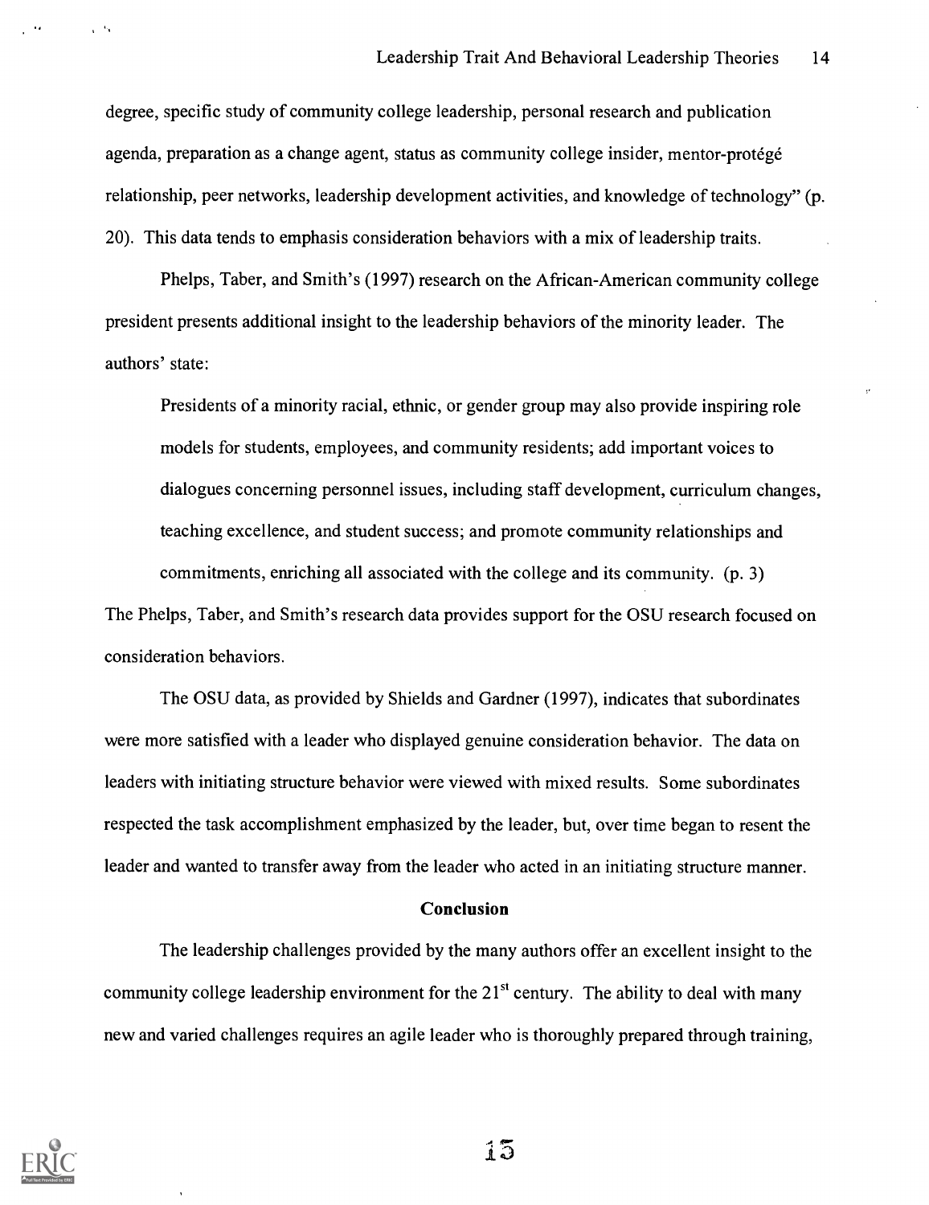degree, specific study of community college leadership, personal research and publication agenda, preparation as a change agent, status as community college insider, mentor-protégé relationship, peer networks, leadership development activities, and knowledge of technology" (p. 20). This data tends to emphasis consideration behaviors with a mix of leadership traits.

Phelps, Taber, and Smith's (1997) research on the African-American community college president presents additional insight to the leadership behaviors of the minority leader. The authors' state:

> Presidents of a minority racial, ethnic, or gender group may also provide inspiring role models for students, employees, and community residents; add important voices to dialogues concerning personnel issues, including staff development, curriculum changes, teaching excellence, and student success; and promote community relationships and commitments, enriching all associated with the college and its community. (p. 3)

The Phelps, Taber, and Smith's research data provides support for the OSU research focused on consideration behaviors.

The OSU data, as provided by Shields and Gardner (1997), indicates that subordinates were more satisfied with a leader who displayed genuine consideration behavior. The data on leaders with initiating structure behavior were viewed with mixed results. Some subordinates respected the task accomplishment emphasized by the leader, but, over time began to resent the leader and wanted to transfer away from the leader who acted in an initiating structure manner.

## Conclusion

The leadership challenges provided by the many authors offer an excellent insight to the community college leadership environment for the 21st century. The ability to deal with many new and varied challenges requires an agile leader who is thoroughly prepared through training,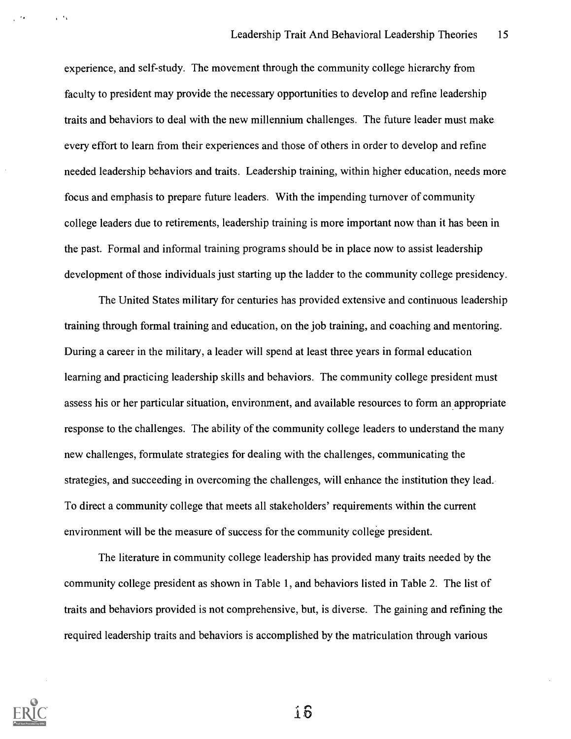experience, and self-study. The movement through the community college hierarchy from faculty to president may provide the necessary opportunities to develop and refine leadership traits and behaviors to deal with the new millennium challenges. The future leader must make every effort to learn from their experiences and those of others in order to develop and refine needed leadership behaviors and traits. Leadership training, within higher education, needs more focus and emphasis to prepare future leaders. With the impending turnover of community college leaders due to retirements, leadership training is more important now than it has been in the past. Formal and informal training programs should be in place now to assist leadership development of those individuals just starting up the ladder to the community college presidency.

The United States military for centuries has provided extensive and continuous leadership training through formal training and education, on the job training, and coaching and mentoring. During a career in the military, a leader will spend at least three years in formal education learning and practicing leadership skills and behaviors. The community college president must assess his or her particular situation, environment, and available resources to form an appropriate response to the challenges. The ability of the community college leaders to understand the many new challenges, formulate strategies for dealing with the challenges, communicating the strategies, and succeeding in overcoming the challenges, will enhance the institution they lead. To direct a community college that meets all stakeholders' requirements within the current environment will be the measure of success for the community college president.

The literature in community college leadership has provided many traits needed by the community college president as shown in Table 1, and behaviors listed in Table 2. The list of traits and behaviors provided is not comprehensive, but, is diverse. The gaining and refining the required leadership traits and behaviors is accomplished by the matriculation through various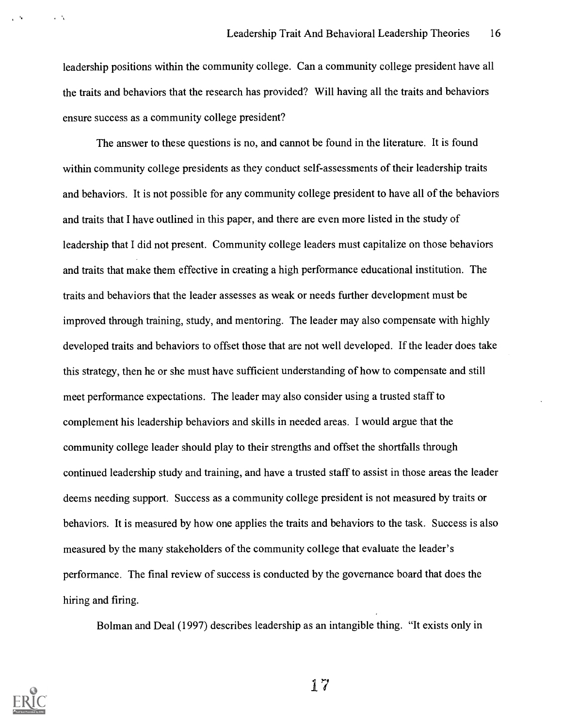leadership positions within the community college. Can a community college president have all the traits and behaviors that the research has provided? Will having all the traits and behaviors ensure success as a community college president?

The answer to these questions is no, and cannot be found in the literature. It is found within community college presidents as they conduct self-assessments of their leadership traits and behaviors. It is not possible for any community college president to have all of the behaviors and traits that I have outlined in this paper, and there are even more listed in the study of leadership that I did not present. Community college leaders must capitalize on those behaviors and traits that make them effective in creating a high performance educational institution. The traits and behaviors that the leader assesses as weak or needs further development must be improved through training, study, and mentoring. The leader may also compensate with highly developed traits and behaviors to offset those that are not well developed. If the leader does take this strategy, then he or she must have sufficient understanding of how to compensate and still meet performance expectations. The leader may also consider using a trusted staff to complement his leadership behaviors and skills in needed areas. I would argue that the community college leader should play to their strengths and offset the shortfalls through continued leadership study and training, and have a trusted staff to assist in those areas the leader deems needing support. Success as a community college president is not measured by traits or behaviors. It is measured by how one applies the traits and behaviors to the task. Success is also measured by the many stakeholders of the community college that evaluate the leader's performance. The final review of success is conducted by the governance board that does the hiring and firing.

Bolman and Deal (1997) describes leadership as an intangible thing. "It exists only in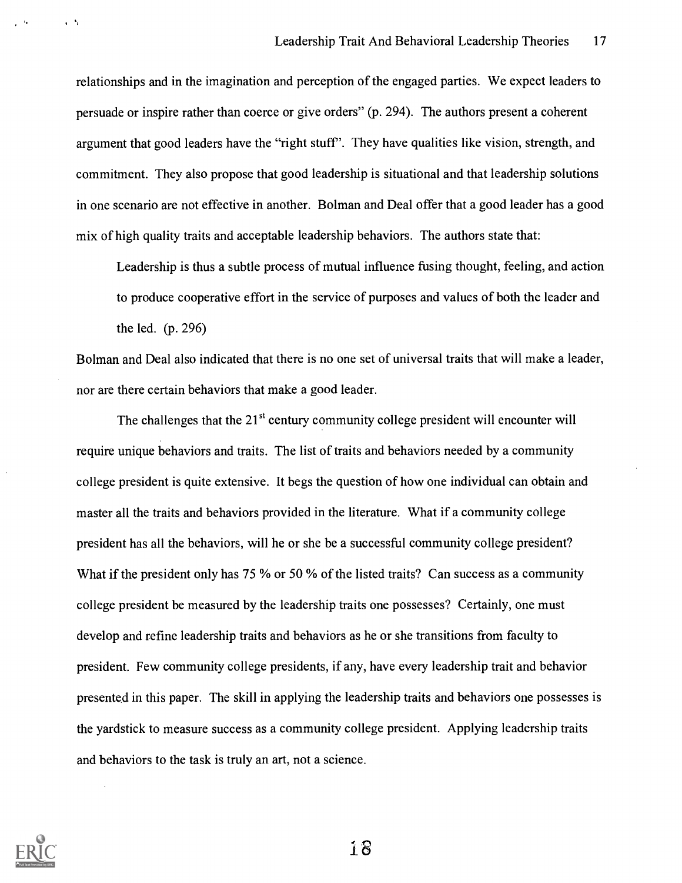relationships and in the imagination and perception of the engaged parties. We expect leaders to persuade or inspire rather than coerce or give orders" (p. 294). The authors present a coherent argument that good leaders have the "right stuff". They have qualities like vision, strength, and commitment. They also propose that good leadership is situational and that leadership solutions in one scenario are not effective in another. Bolman and Deal offer that a good leader has a good mix of high quality traits and acceptable leadership behaviors. The authors state that:

> Leadership is thus a subtle process of mutual influence fusing thought, feeling, and action to produce cooperative effort in the service of purposes and values of both the leader and the led. (p. 296)

Bolman and Deal also indicated that there is no one set of universal traits that will make a leader, nor are there certain behaviors that make a good leader.

The challenges that the 21st century community college president will encounter will require unique behaviors and traits. The list of traits and behaviors needed by a community college president is quite extensive. It begs the question of how one individual can obtain and master all the traits and behaviors provided in the literature. What if a community college president has all the behaviors, will he or she be a successful community college president? What if the president only has 75 % or 50 % of the listed traits? Can success as a community college president be measured by the leadership traits one possesses? Certainly, one must develop and refine leadership traits and behaviors as he or she transitions from faculty to president. Few community college presidents, if any, have every leadership trait and behavior presented in this paper. The skill in applying the leadership traits and behaviors one possesses is the yardstick to measure success as a community college president. Applying leadership traits and behaviors to the task is truly an art, not a science.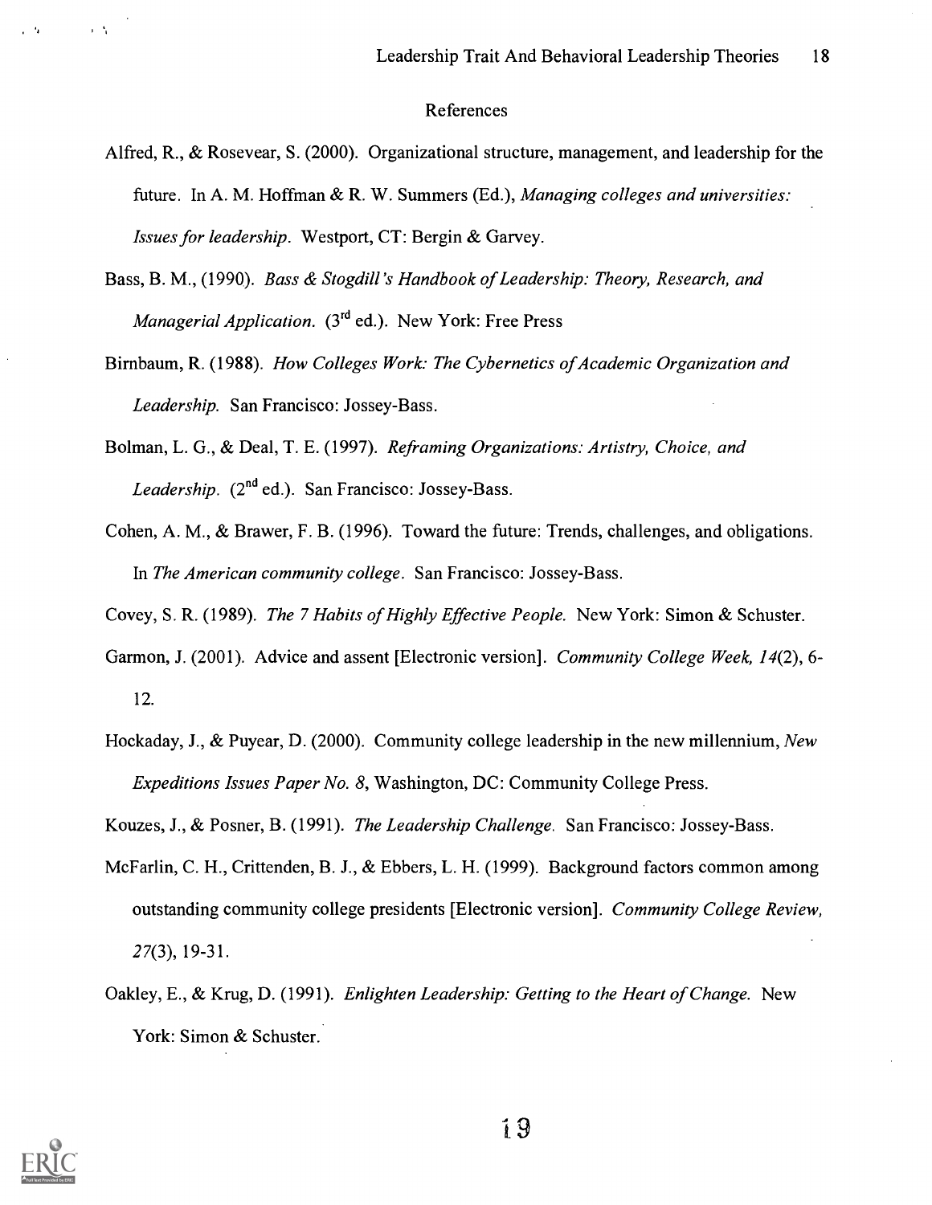## References

Alfred, R., & Rosevear, S. (2000). Organizational structure, management, and leadership for the future. In A. M. Hoffman & R. W. Summers (Ed.), *Managing colleges and universities: Issues for leadership*. Westport, CT: Bergin & Garvey.

Bass, B. M., (1990). *Bass & Stogdill's Handbook of Leadership: Theory, Research, and Managerial Application.* (3rd ed.). New York: Free Press

Birnbaum, R. (1988). *How Colleges Work: The Cybernetics of Academic Organization and Leadership.* San Francisco: Jossey-Bass.

Bolman, L. G., & Deal, T. E. (1997). *Reframing Organizations: Artistry, Choice, and Leadership.* (2nd ed.). San Francisco: Jossey-Bass.

Cohen, A. M., & Brawer, F. B. (1996). Toward the future: Trends, challenges, and obligations. In *The American community college*. San Francisco: Jossey-Bass.

Covey, S. R. (1989). *The 7 Habits of Highly Effective People.* New York: Simon & Schuster.

Garmon, J. (2001). Advice and assent [Electronic version]. *Community College Week, 14*(2), 6-12.

Hockaday, J., & Puyear, D. (2000). Community college leadership in the new millennium, *New Expeditions Issues Paper No. 8*, Washington, DC: Community College Press.

Kouzes, J., & Posner, B. (1991). *The Leadership Challenge.* San Francisco: Jossey-Bass.

McFarlin, C. H., Crittenden, B. J., & Ebbers, L. H. (1999). Background factors common among outstanding community college presidents [Electronic version]. *Community College Review, 27*(3), 19-31.

Oakley, E., & Krug, D. (1991). *Enlighten Leadership: Getting to the Heart of Change.* New York: Simon & Schuster.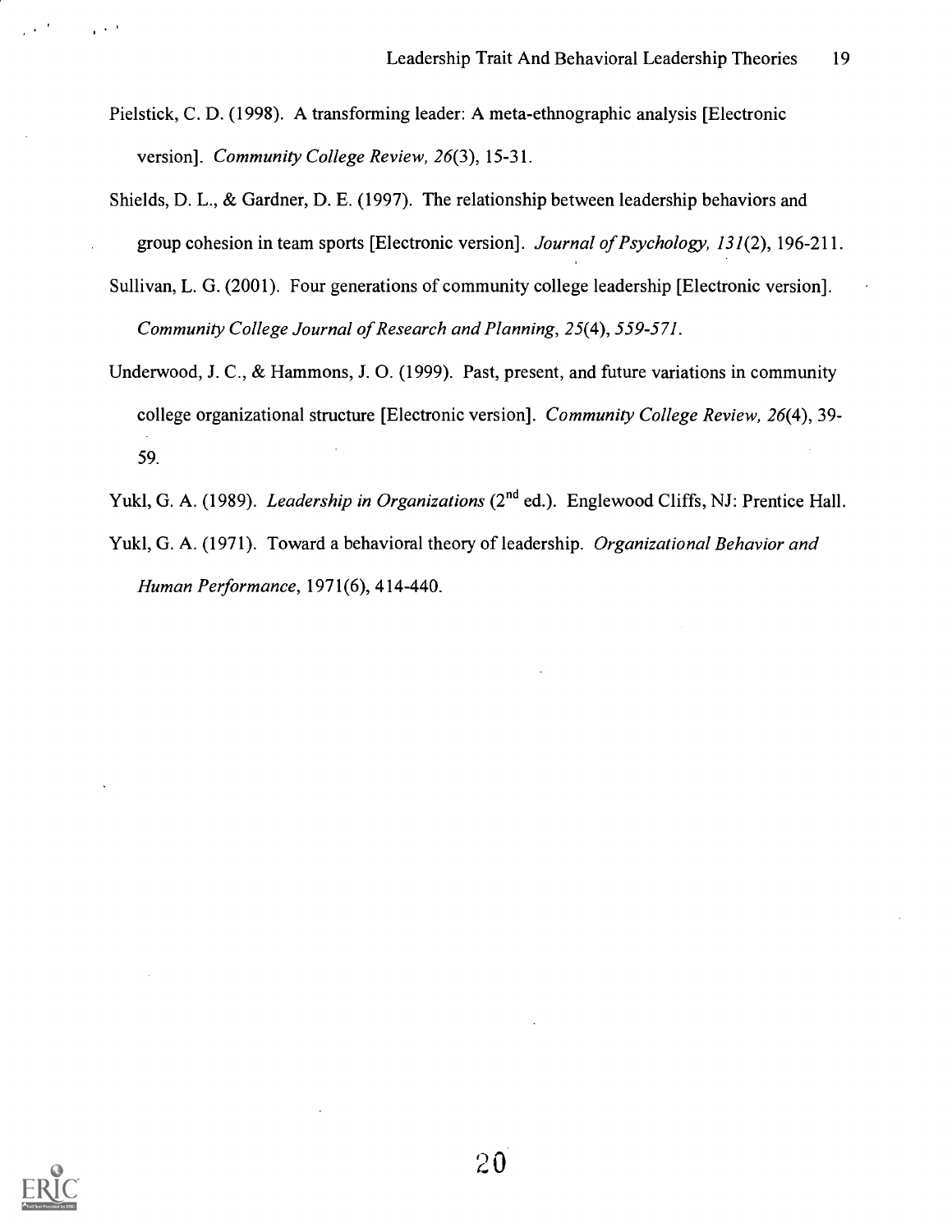Pielstick, C. D. (1998). A transforming leader: A meta-ethnographic analysis [Electronic version]. *Community College Review, 26*(3), 15-31.

Shields, D. L., & Gardner, D. E. (1997). The relationship between leadership behaviors and group cohesion in team sports [Electronic version]. *Journal of Psychology, 131*(2), 196-211.

Sullivan, L. G. (2001). Four generations of community college leadership [Electronic version]. *Community College Journal of Research and Planning, 25*(4), *559-571*.

Underwood, J. C., & Hammons, J. O. (1999). Past, present, and future variations in community college organizational structure [Electronic version]. *Community College Review, 26*(4), 39-59.

Yukl, G. A. (1989). *Leadership in Organizations* (2nd ed.). Englewood Cliffs, NJ: Prentice Hall.

Yukl, G. A. (1971). Toward a behavioral theory of leadership. *Organizational Behavior and Human Performance*, 1971(6), 414-440.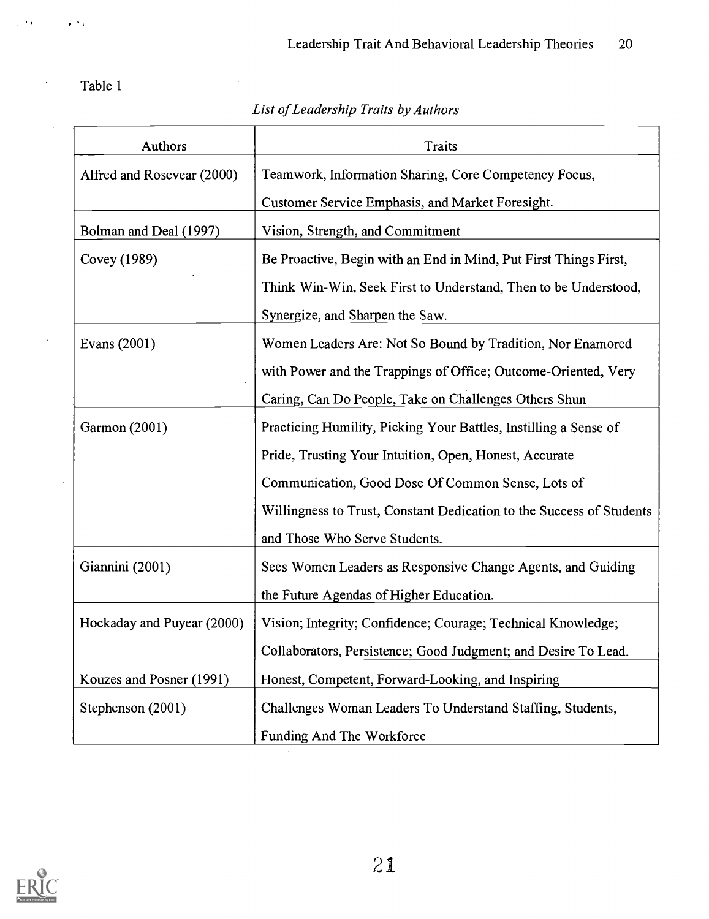Table 1

*List of Leadership Traits by Authors*

| Authors | Traits |
| --- | --- |
| Alfred and Rosevear (2000) | Teamwork, Information Sharing, Core Competency Focus, Customer Service Emphasis, and Market Foresight. |
| Bolman and Deal (1997) | Vision, Strength, and Commitment |
| Covey (1989) | Be Proactive, Begin with an End in Mind, Put First Things First, Think Win-Win, Seek First to Understand, Then to be Understood, Synergize, and Sharpen the Saw. |
| Evans (2001) | Women Leaders Are: Not So Bound by Tradition, Nor Enamored with Power and the Trappings of Office; Outcome-Oriented, Very Caring, Can Do People, Take on Challenges Others Shun |
| Garmon (2001) | Practicing Humility, Picking Your Battles, Instilling a Sense of Pride, Trusting Your Intuition, Open, Honest, Accurate Communication, Good Dose Of Common Sense, Lots of Willingness to Trust, Constant Dedication to the Success of Students and Those Who Serve Students. |
| Giannini (2001) | Sees Women Leaders as Responsive Change Agents, and Guiding the Future Agendas of Higher Education. |
| Hockaday and Puyear (2000) | Vision; Integrity; Confidence; Courage; Technical Knowledge; Collaborators, Persistence; Good Judgment; and Desire To Lead. |
| Kouzes and Posner (1991) | Honest, Competent, Forward-Looking, and Inspiring |
| Stephenson (2001) | Challenges Woman Leaders To Understand Staffing, Students, Funding And The Workforce |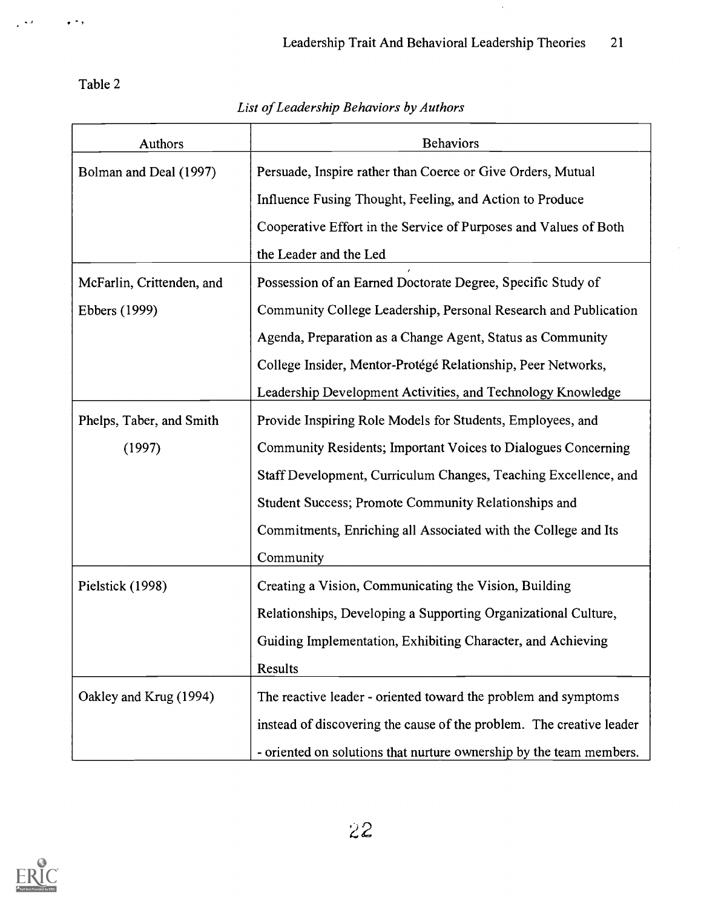Table 2

*List of Leadership Behaviors by Authors*

| Authors | Behaviors |
| --- | --- |
| Bolman and Deal (1997) | Persuade, Inspire rather than Coerce or Give Orders, Mutual Influence Fusing Thought, Feeling, and Action to Produce Cooperative Effort in the Service of Purposes and Values of Both the Leader and the Led |
| McFarlin, Crittenden, and Ebbers (1999) | Possession of an Earned Doctorate Degree, Specific Study of Community College Leadership, Personal Research and Publication Agenda, Preparation as a Change Agent, Status as Community College Insider, Mentor-Protégé Relationship, Peer Networks, Leadership Development Activities, and Technology Knowledge |
| Phelps, Taber, and Smith (1997) | Provide Inspiring Role Models for Students, Employees, and Community Residents; Important Voices to Dialogues Concerning Staff Development, Curriculum Changes, Teaching Excellence, and Student Success; Promote Community Relationships and Commitments, Enriching all Associated with the College and Its Community |
| Pielstick (1998) | Creating a Vision, Communicating the Vision, Building Relationships, Developing a Supporting Organizational Culture, Guiding Implementation, Exhibiting Character, and Achieving Results |
| Oakley and Krug (1994) | The reactive leader - oriented toward the problem and symptoms instead of discovering the cause of the problem. The creative leader - oriented on solutions that nurture ownership by the team members. |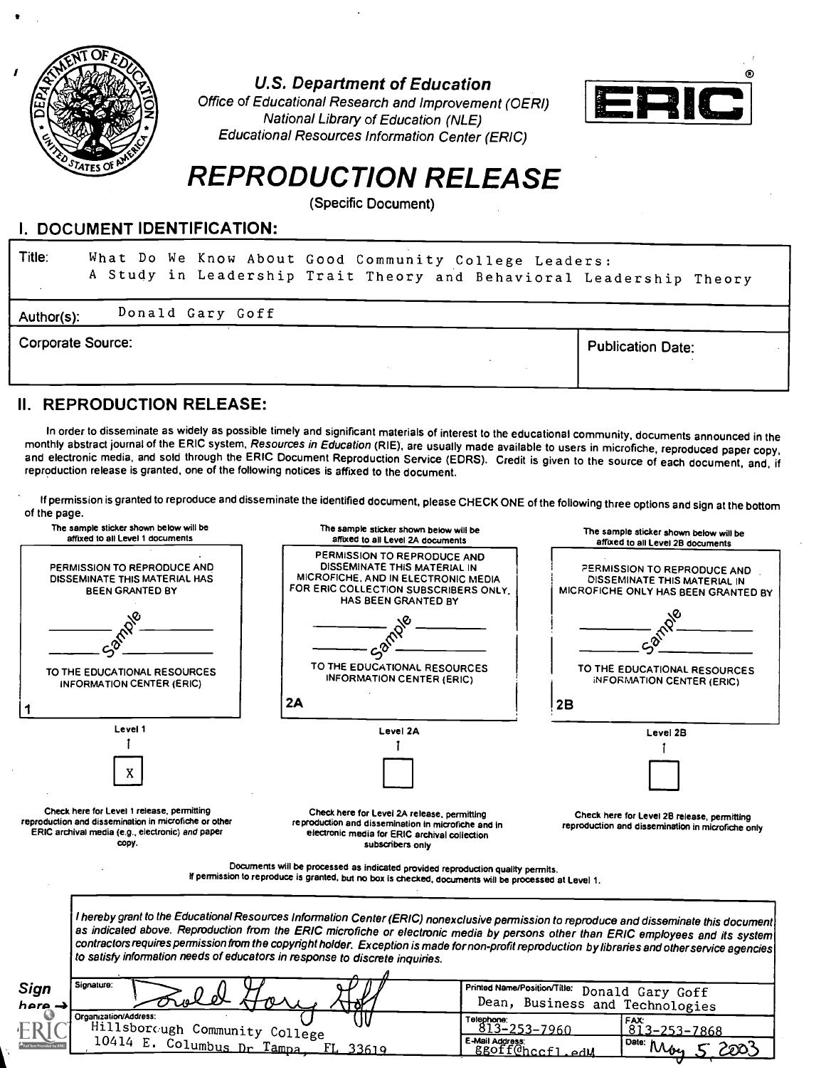**U.S. Department of Education**
*Office of Educational Research and Improvement (OERI)*
*National Library of Education (NLE)*
*Educational Resources Information Center (ERIC)*

ERIC®

# REPRODUCTION RELEASE

(Specific Document)

## I. DOCUMENT IDENTIFICATION:

| | |
|---|---|
| Title: What Do We Know About Good Community College Leaders: A Study in Leadership Trait Theory and Behavioral Leadership Theory | |
| Author(s): Donald Gary Goff | |
| Corporate Source: | Publication Date: |

## II. REPRODUCTION RELEASE:

In order to disseminate as widely as possible timely and significant materials of interest to the educational community, documents announced in the monthly abstract journal of the ERIC system, *Resources in Education* (RIE), are usually made available to users in microfiche, reproduced paper copy, and electronic media, and sold through the ERIC Document Reproduction Service (EDRS). Credit is given to the source of each document, and, if reproduction release is granted, one of the following notices is affixed to the document.

If permission is granted to reproduce and disseminate the identified document, please CHECK ONE of the following three options and sign at the bottom of the page.

| The sample sticker shown below will be affixed to all Level 1 documents | The sample sticker shown below will be affixed to all Level 2A documents | The sample sticker shown below will be affixed to all Level 2B documents |
|---|---|---|
| PERMISSION TO REPRODUCE AND DISSEMINATE THIS MATERIAL HAS BEEN GRANTED BY _____ Sample _____ TO THE EDUCATIONAL RESOURCES INFORMATION CENTER (ERIC) | PERMISSION TO REPRODUCE AND DISSEMINATE THIS MATERIAL IN MICROFICHE, AND IN ELECTRONIC MEDIA FOR ERIC COLLECTION SUBSCRIBERS ONLY, HAS BEEN GRANTED BY _____ Sample _____ TO THE EDUCATIONAL RESOURCES INFORMATION CENTER (ERIC) | PERMISSION TO REPRODUCE AND DISSEMINATE THIS MATERIAL IN MICROFICHE ONLY HAS BEEN GRANTED BY _____ Sample _____ TO THE EDUCATIONAL RESOURCES INFORMATION CENTER (ERIC) |
| 1 | 2A | 2B |
| Level 1 | Level 2A | Level 2B |
| [X] | [ ] | [ ] |
| Check here for Level 1 release, permitting reproduction and dissemination in microfiche or other ERIC archival media (e.g., electronic) *and* paper copy. | Check here for Level 2A release, permitting reproduction and dissemination in microfiche and in electronic media for ERIC archival collection subscribers only | Check here for Level 2B release, permitting reproduction and dissemination in microfiche only |

Documents will be processed as indicated provided reproduction quality permits.
If permission to reproduce is granted, but no box is checked, documents will be processed at Level 1.

*I hereby grant to the Educational Resources Information Center (ERIC) nonexclusive permission to reproduce and disseminate this document as indicated above. Reproduction from the ERIC microfiche or electronic media by persons other than ERIC employees and its system contractors requires permission from the copyright holder. Exception is made for non-profit reproduction by libraries and other service agencies to satisfy information needs of educators in response to discrete inquiries.*

**Sign here →**

| | | |
|---|---|---|
| Signature: Donald Gary Goff | Printed Name/Position/Title: Donald Gary Goff Dean, Business and Technologies | |
| Organization/Address: Hillsborough Community College 10414 E. Columbus Dr Tampa, FL 33619 | Telephone: 813-253-7960 | FAX: 813-253-7868 |
| | E-Mail Address: ggoff@hccfl.edu | Date: May 5, 2003 |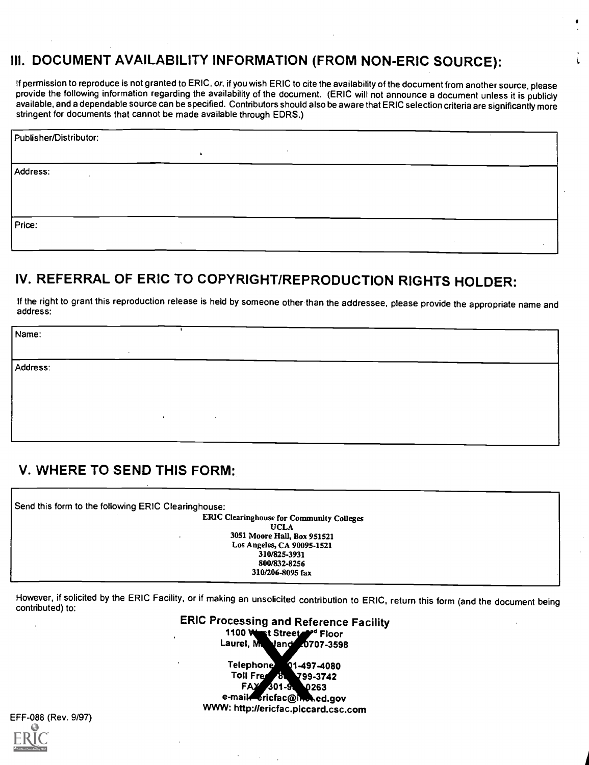## III. DOCUMENT AVAILABILITY INFORMATION (FROM NON-ERIC SOURCE):

If permission to reproduce is not granted to ERIC, *or*, if you wish ERIC to cite the availability of the document from another source, please provide the following information regarding the availability of the document. (ERIC will not announce a document unless it is publicly available, and a dependable source can be specified. Contributors should also be aware that ERIC selection criteria are significantly more stringent for documents that cannot be made available through EDRS.)

| |
|---|
| Publisher/Distributor: |
| Address: |
| Price: |

## IV. REFERRAL OF ERIC TO COPYRIGHT/REPRODUCTION RIGHTS HOLDER:

If the right to grant this reproduction release is held by someone other than the addressee, please provide the appropriate name and address:

| |
|---|
| Name: |
| Address: |

## V. WHERE TO SEND THIS FORM:

Send this form to the following ERIC Clearinghouse:

**ERIC Clearinghouse for Community Colleges**
**UCLA**
**3051 Moore Hall, Box 951521**
**Los Angeles, CA 90095-1521**
**310/825-3931**
**800/832-8256**
**310/206-8095 fax**

However, if solicited by the ERIC Facility, or if making an unsolicited contribution to ERIC, return this form (and the document being contributed) to:

**ERIC Processing and Reference Facility**
**1100 West Street, 2nd Floor**
**Laurel, Maryland 20707-3598**

**Telephone: 301-497-4080**
**Toll Free: 800-799-3742**
**FAX: 301-953-0263**
**e-mail: ericfac@inet.ed.gov**
**WWW: http://ericfac.piccard.csc.com**

EFF-088 (Rev. 9/97)